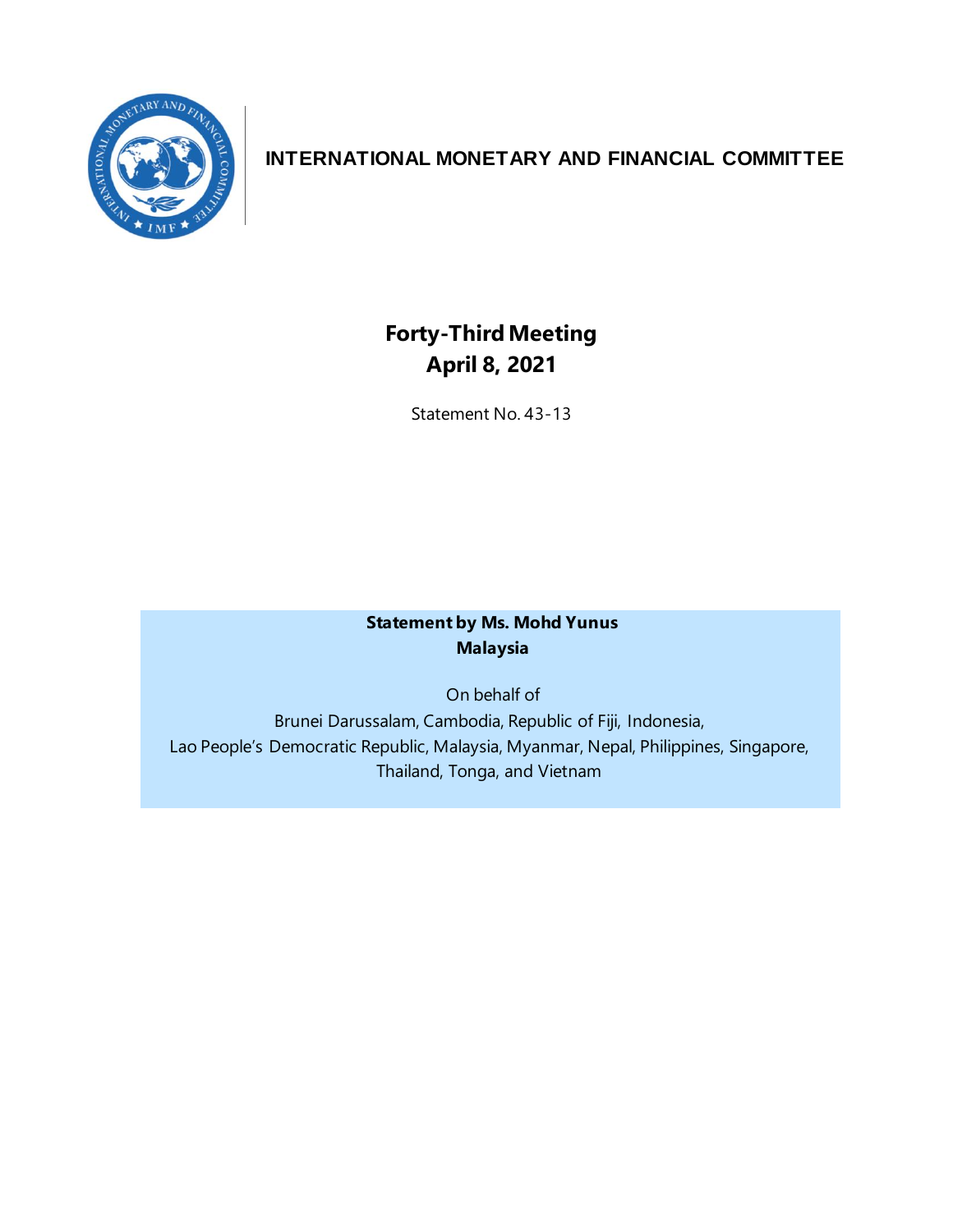**INTERNATIONAL MONETARY AND FINANCIAL COMMITTEE**

# Forty-Third Meeting
## April 8, 2021

Statement No. 43-13

**Statement by Ms. Mohd Yunus**
**Malaysia**

On behalf of
Brunei Darussalam, Cambodia, Republic of Fiji, Indonesia,
Lao People's Democratic Republic, Malaysia, Myanmar, Nepal, Philippines, Singapore,
Thailand, Tonga, and Vietnam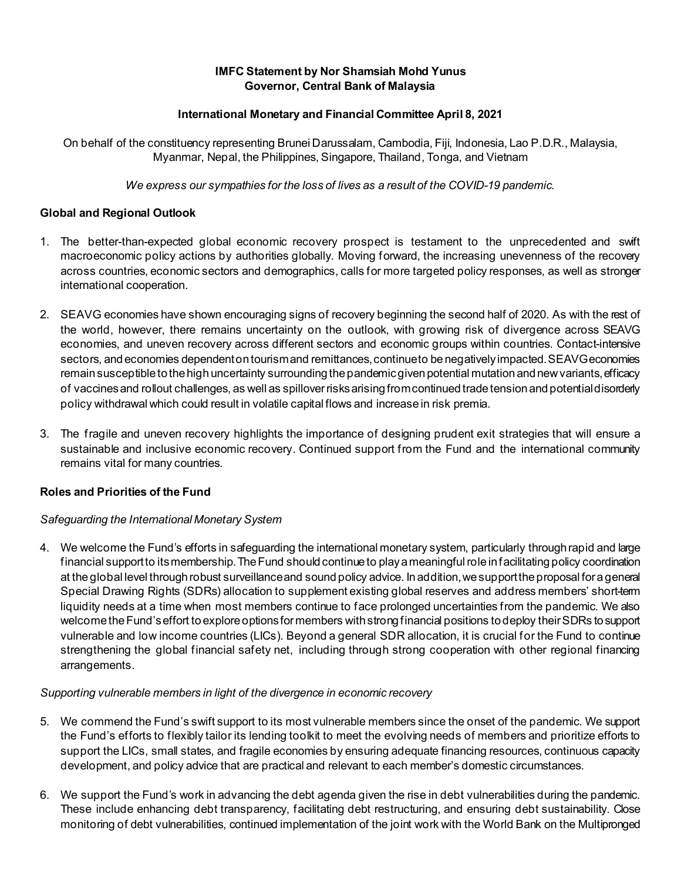**IMFC Statement by Nor Shamsiah Mohd Yunus**
**Governor, Central Bank of Malaysia**

**International Monetary and Financial Committee April 8, 2021**

On behalf of the constituency representing Brunei Darussalam, Cambodia, Fiji, Indonesia, Lao P.D.R., Malaysia, Myanmar, Nepal, the Philippines, Singapore, Thailand, Tonga, and Vietnam

*We express our sympathies for the loss of lives as a result of the COVID-19 pandemic.*

**Global and Regional Outlook**

1. The better-than-expected global economic recovery prospect is testament to the unprecedented and swift macroeconomic policy actions by authorities globally. Moving forward, the increasing unevenness of the recovery across countries, economic sectors and demographics, calls for more targeted policy responses, as well as stronger international cooperation.

2. SEAVG economies have shown encouraging signs of recovery beginning the second half of 2020. As with the rest of the world, however, there remains uncertainty on the outlook, with growing risk of divergence across SEAVG economies, and uneven recovery across different sectors and economic groups within countries. Contact-intensive sectors, and economies dependent on tourism and remittances, continue to be negatively impacted. SEAVG economies remain susceptible to the high uncertainty surrounding the pandemic given potential mutation and new variants, efficacy of vaccines and rollout challenges, as well as spillover risks arising from continued trade tension and potential disorderly policy withdrawal which could result in volatile capital flows and increase in risk premia.

3. The fragile and uneven recovery highlights the importance of designing prudent exit strategies that will ensure a sustainable and inclusive economic recovery. Continued support from the Fund and the international community remains vital for many countries.

**Roles and Priorities of the Fund**

*Safeguarding the International Monetary System*

4. We welcome the Fund's efforts in safeguarding the international monetary system, particularly through rapid and large financial support to its membership. The Fund should continue to play a meaningful role in facilitating policy coordination at the global level through robust surveillance and sound policy advice. In addition, we support the proposal for a general Special Drawing Rights (SDRs) allocation to supplement existing global reserves and address members' short-term liquidity needs at a time when most members continue to face prolonged uncertainties from the pandemic. We also welcome the Fund's effort to explore options for members with strong financial positions to deploy their SDRs to support vulnerable and low income countries (LICs). Beyond a general SDR allocation, it is crucial for the Fund to continue strengthening the global financial safety net, including through strong cooperation with other regional financing arrangements.

*Supporting vulnerable members in light of the divergence in economic recovery*

5. We commend the Fund's swift support to its most vulnerable members since the onset of the pandemic. We support the Fund's efforts to flexibly tailor its lending toolkit to meet the evolving needs of members and prioritize efforts to support the LICs, small states, and fragile economies by ensuring adequate financing resources, continuous capacity development, and policy advice that are practical and relevant to each member's domestic circumstances.

6. We support the Fund's work in advancing the debt agenda given the rise in debt vulnerabilities during the pandemic. These include enhancing debt transparency, facilitating debt restructuring, and ensuring debt sustainability. Close monitoring of debt vulnerabilities, continued implementation of the joint work with the World Bank on the Multipronged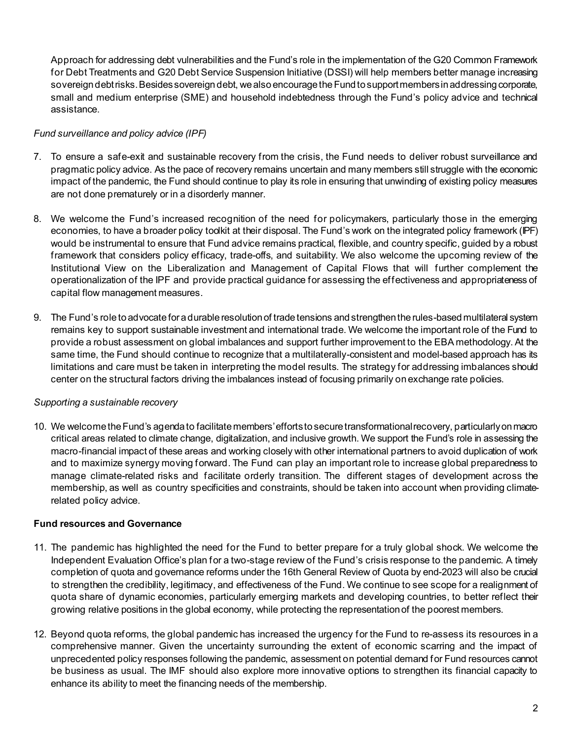Approach for addressing debt vulnerabilities and the Fund's role in the implementation of the G20 Common Framework for Debt Treatments and G20 Debt Service Suspension Initiative (DSSI) will help members better manage increasing sovereign debt risks. Besides sovereign debt, we also encourage the Fund to support members in addressing corporate, small and medium enterprise (SME) and household indebtedness through the Fund's policy advice and technical assistance.

*Fund surveillance and policy advice (IPF)*

7. To ensure a safe-exit and sustainable recovery from the crisis, the Fund needs to deliver robust surveillance and pragmatic policy advice. As the pace of recovery remains uncertain and many members still struggle with the economic impact of the pandemic, the Fund should continue to play its role in ensuring that unwinding of existing policy measures are not done prematurely or in a disorderly manner.

8. We welcome the Fund's increased recognition of the need for policymakers, particularly those in the emerging economies, to have a broader policy toolkit at their disposal. The Fund's work on the integrated policy framework (IPF) would be instrumental to ensure that Fund advice remains practical, flexible, and country specific, guided by a robust framework that considers policy efficacy, trade-offs, and suitability. We also welcome the upcoming review of the Institutional View on the Liberalization and Management of Capital Flows that will further complement the operationalization of the IPF and provide practical guidance for assessing the effectiveness and appropriateness of capital flow management measures.

9. The Fund's role to advocate for a durable resolution of trade tensions and strengthen the rules-based multilateral system remains key to support sustainable investment and international trade. We welcome the important role of the Fund to provide a robust assessment on global imbalances and support further improvement to the EBA methodology. At the same time, the Fund should continue to recognize that a multilaterally-consistent and model-based approach has its limitations and care must be taken in interpreting the model results. The strategy for addressing imbalances should center on the structural factors driving the imbalances instead of focusing primarily on exchange rate policies.

*Supporting a sustainable recovery*

10. We welcome the Fund's agenda to facilitate members' efforts to secure transformational recovery, particularly on macro critical areas related to climate change, digitalization, and inclusive growth. We support the Fund's role in assessing the macro-financial impact of these areas and working closely with other international partners to avoid duplication of work and to maximize synergy moving forward. The Fund can play an important role to increase global preparedness to manage climate-related risks and facilitate orderly transition. The different stages of development across the membership, as well as country specificities and constraints, should be taken into account when providing climate-related policy advice.

**Fund resources and Governance**

11. The pandemic has highlighted the need for the Fund to better prepare for a truly global shock. We welcome the Independent Evaluation Office's plan for a two-stage review of the Fund's crisis response to the pandemic. A timely completion of quota and governance reforms under the 16th General Review of Quota by end-2023 will also be crucial to strengthen the credibility, legitimacy, and effectiveness of the Fund. We continue to see scope for a realignment of quota share of dynamic economies, particularly emerging markets and developing countries, to better reflect their growing relative positions in the global economy, while protecting the representation of the poorest members.

12. Beyond quota reforms, the global pandemic has increased the urgency for the Fund to re-assess its resources in a comprehensive manner. Given the uncertainty surrounding the extent of economic scarring and the impact of unprecedented policy responses following the pandemic, assessment on potential demand for Fund resources cannot be business as usual. The IMF should also explore more innovative options to strengthen its financial capacity to enhance its ability to meet the financing needs of the membership.